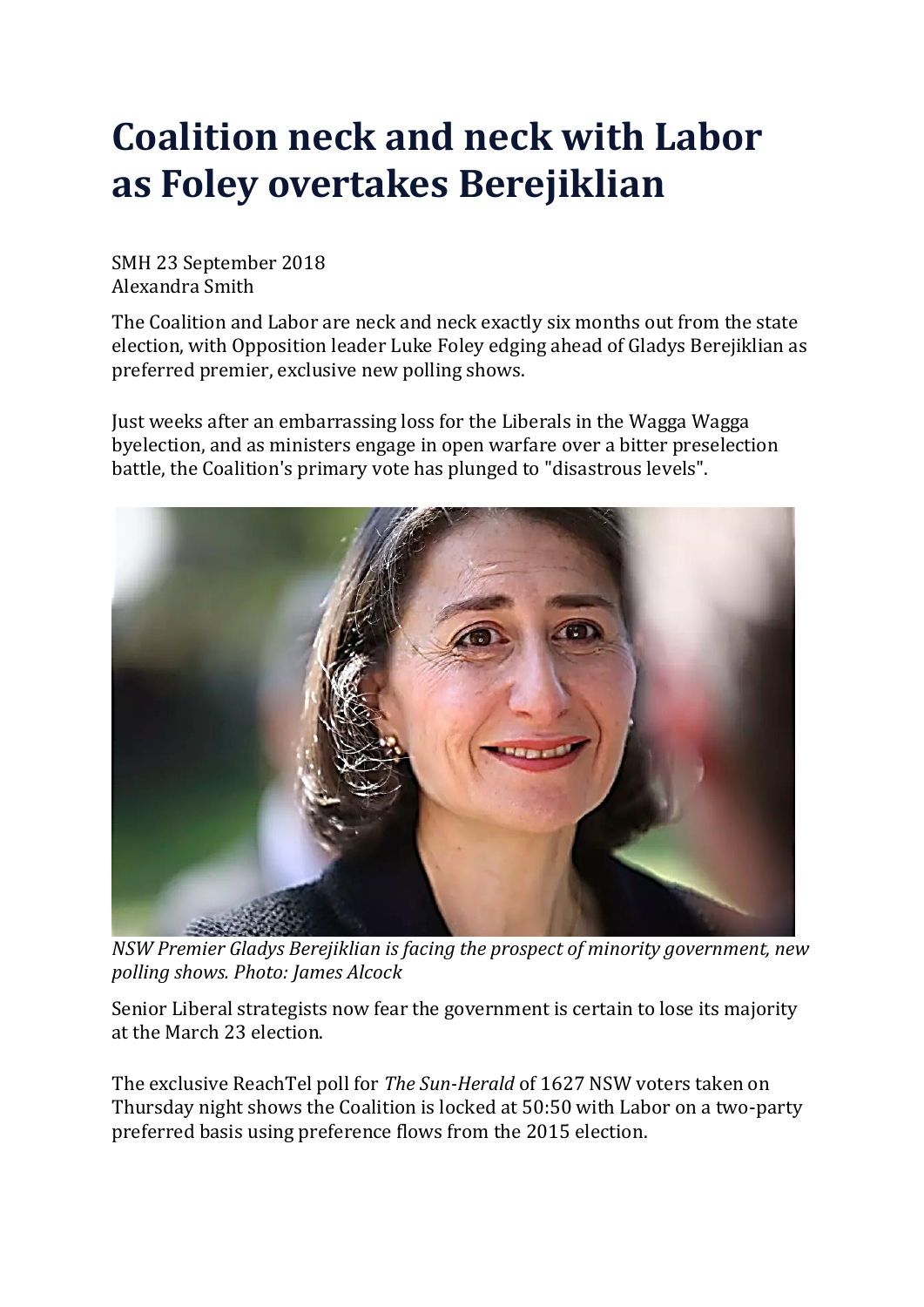# Coalition neck and neck with Labor as Foley overtakes Berejiklian

SMH 23 September 2018
Alexandra Smith

The Coalition and Labor are neck and neck exactly six months out from the state election, with Opposition leader Luke Foley edging ahead of Gladys Berejiklian as preferred premier, exclusive new polling shows.

Just weeks after an embarrassing loss for the Liberals in the Wagga Wagga byelection, and as ministers engage in open warfare over a bitter preselection battle, the Coalition's primary vote has plunged to "disastrous levels".

*NSW Premier Gladys Berejiklian is facing the prospect of minority government, new polling shows. Photo: James Alcock*

Senior Liberal strategists now fear the government is certain to lose its majority at the March 23 election.

The exclusive ReachTel poll for *The Sun-Herald* of 1627 NSW voters taken on Thursday night shows the Coalition is locked at 50:50 with Labor on a two-party preferred basis using preference flows from the 2015 election.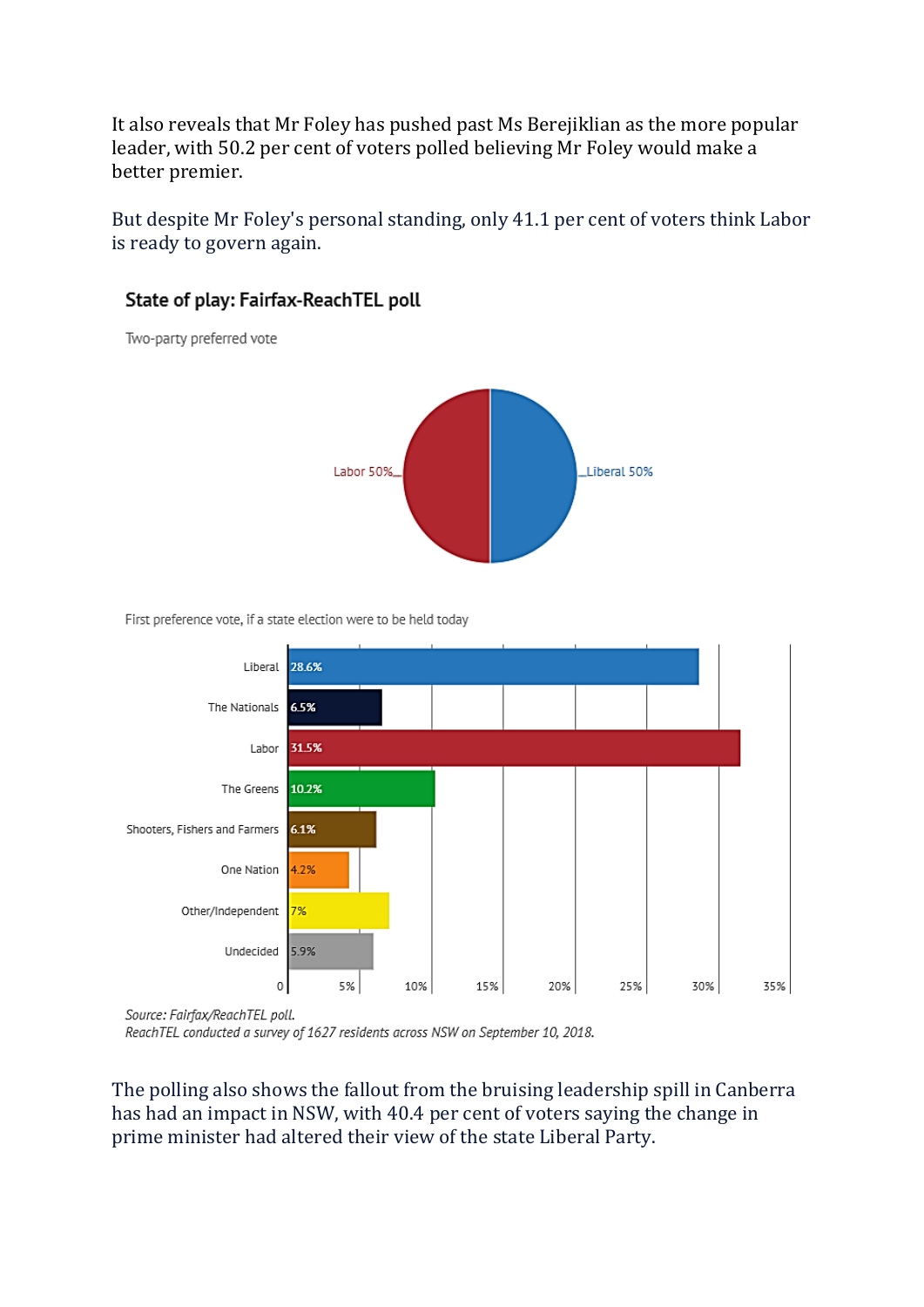It also reveals that Mr Foley has pushed past Ms Berejiklian as the more popular leader, with 50.2 per cent of voters polled believing Mr Foley would make a better premier.

But despite Mr Foley's personal standing, only 41.1 per cent of voters think Labor is ready to govern again.

### State of play: Fairfax-ReachTEL poll

Two-party preferred vote

| Party | Vote |
| --- | --- |
| Labor | 50% |
| Liberal | 50% |

First preference vote, if a state election were to be held today

| Party | Vote |
| --- | --- |
| Liberal | 28.6% |
| The Nationals | 6.5% |
| Labor | 31.5% |
| The Greens | 10.2% |
| Shooters, Fishers and Farmers | 6.1% |
| One Nation | 4.2% |
| Other/Independent | 7% |
| Undecided | 5.9% |

*Source: Fairfax/ReachTEL poll.*
*ReachTEL conducted a survey of 1627 residents across NSW on September 10, 2018.*

The polling also shows the fallout from the bruising leadership spill in Canberra has had an impact in NSW, with 40.4 per cent of voters saying the change in prime minister had altered their view of the state Liberal Party.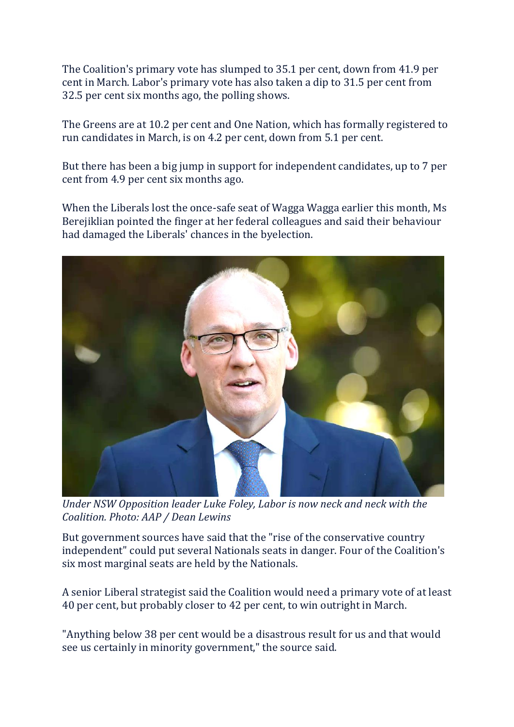The Coalition's primary vote has slumped to 35.1 per cent, down from 41.9 per cent in March. Labor's primary vote has also taken a dip to 31.5 per cent from 32.5 per cent six months ago, the polling shows.

The Greens are at 10.2 per cent and One Nation, which has formally registered to run candidates in March, is on 4.2 per cent, down from 5.1 per cent.

But there has been a big jump in support for independent candidates, up to 7 per cent from 4.9 per cent six months ago.

When the Liberals lost the once-safe seat of Wagga Wagga earlier this month, Ms Berejiklian pointed the finger at her federal colleagues and said their behaviour had damaged the Liberals' chances in the byelection.

*Under NSW Opposition leader Luke Foley, Labor is now neck and neck with the Coalition. Photo: AAP / Dean Lewins*

But government sources have said that the "rise of the conservative country independent" could put several Nationals seats in danger. Four of the Coalition's six most marginal seats are held by the Nationals.

A senior Liberal strategist said the Coalition would need a primary vote of at least 40 per cent, but probably closer to 42 per cent, to win outright in March.

"Anything below 38 per cent would be a disastrous result for us and that would see us certainly in minority government," the source said.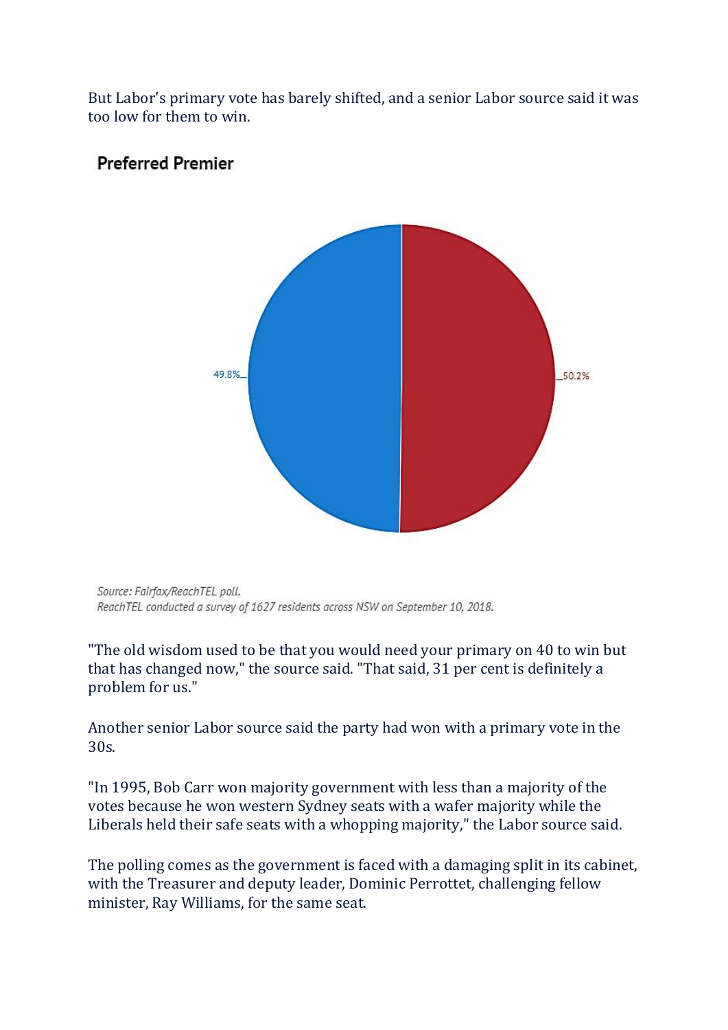But Labor's primary vote has barely shifted, and a senior Labor source said it was too low for them to win.

**Preferred Premier**

49.8%

50.2%

*Source: Fairfax/ReachTEL poll.*
*ReachTEL conducted a survey of 1627 residents across NSW on September 10, 2018.*

"The old wisdom used to be that you would need your primary on 40 to win but that has changed now," the source said. "That said, 31 per cent is definitely a problem for us."

Another senior Labor source said the party had won with a primary vote in the 30s.

"In 1995, Bob Carr won majority government with less than a majority of the votes because he won western Sydney seats with a wafer majority while the Liberals held their safe seats with a whopping majority," the Labor source said.

The polling comes as the government is faced with a damaging split in its cabinet, with the Treasurer and deputy leader, Dominic Perrottet, challenging fellow minister, Ray Williams, for the same seat.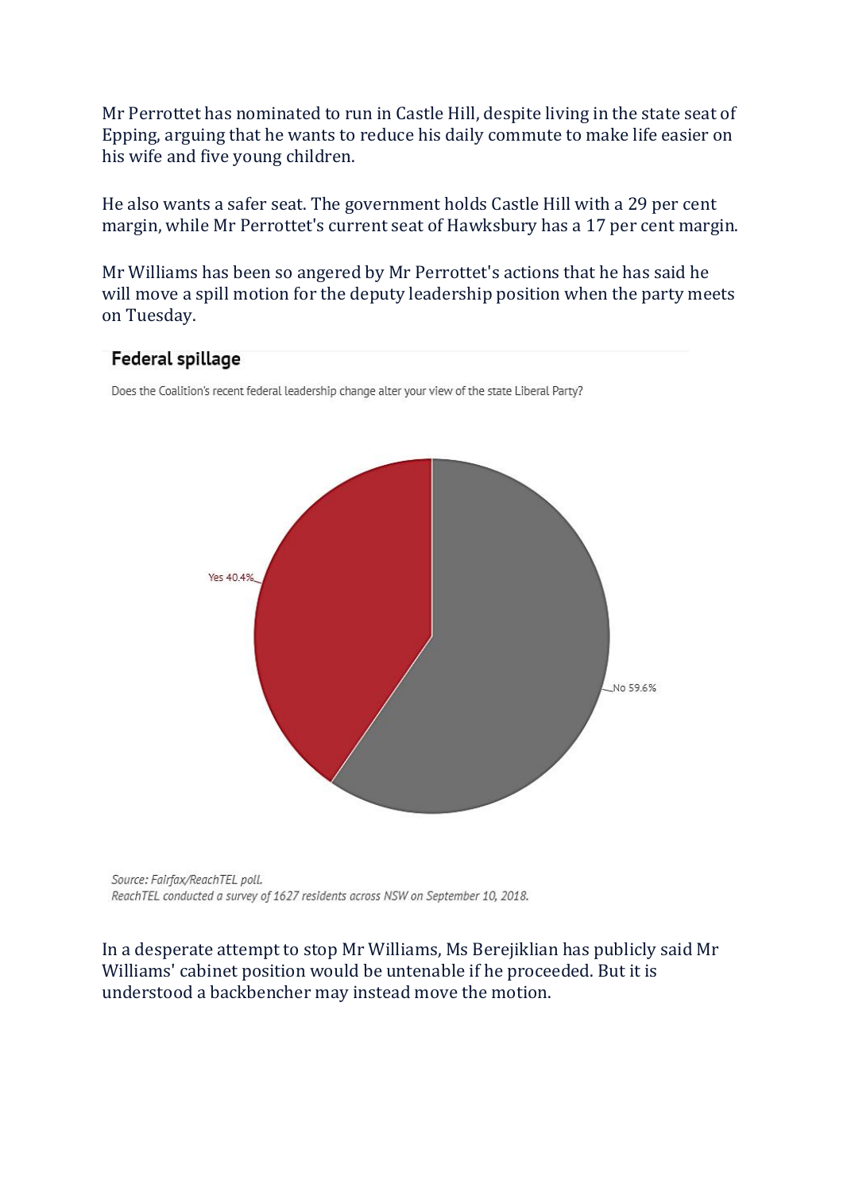Mr Perrottet has nominated to run in Castle Hill, despite living in the state seat of Epping, arguing that he wants to reduce his daily commute to make life easier on his wife and five young children.

He also wants a safer seat. The government holds Castle Hill with a 29 per cent margin, while Mr Perrottet's current seat of Hawksbury has a 17 per cent margin.

Mr Williams has been so angered by Mr Perrottet's actions that he has said he will move a spill motion for the deputy leadership position when the party meets on Tuesday.

**Federal spillage**

Does the Coalition's recent federal leadership change alter your view of the state Liberal Party?

| Response | Share |
|---|---|
| Yes | 40.4% |
| No | 59.6% |

*Source: Fairfax/ReachTEL poll.*
*ReachTEL conducted a survey of 1627 residents across NSW on September 10, 2018.*

In a desperate attempt to stop Mr Williams, Ms Berejiklian has publicly said Mr Williams' cabinet position would be untenable if he proceeded. But it is understood a backbencher may instead move the motion.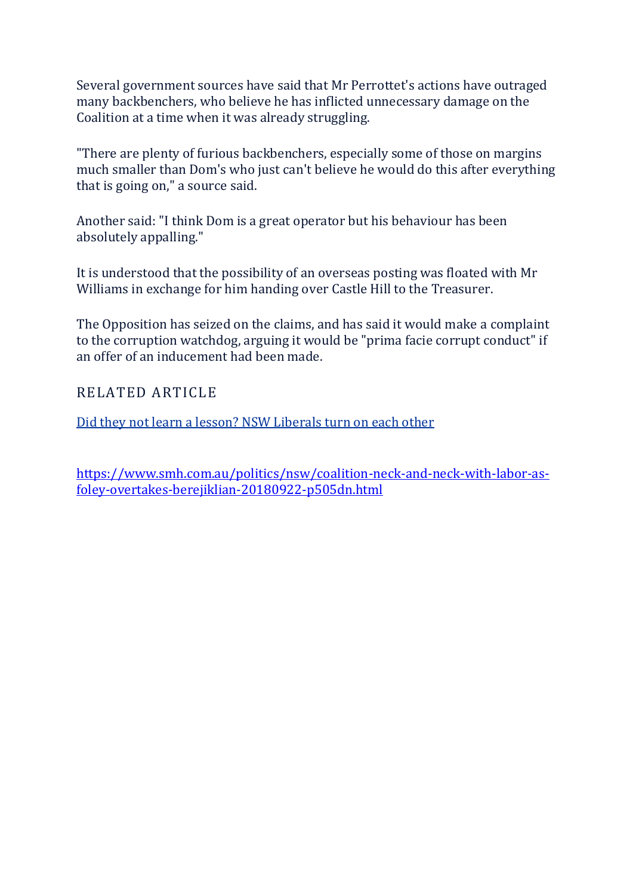Several government sources have said that Mr Perrottet's actions have outraged many backbenchers, who believe he has inflicted unnecessary damage on the Coalition at a time when it was already struggling.

"There are plenty of furious backbenchers, especially some of those on margins much smaller than Dom's who just can't believe he would do this after everything that is going on," a source said.

Another said: "I think Dom is a great operator but his behaviour has been absolutely appalling."

It is understood that the possibility of an overseas posting was floated with Mr Williams in exchange for him handing over Castle Hill to the Treasurer.

The Opposition has seized on the claims, and has said it would make a complaint to the corruption watchdog, arguing it would be "prima facie corrupt conduct" if an offer of an inducement had been made.

RELATED ARTICLE

[Did they not learn a lesson? NSW Liberals turn on each other]

[https://www.smh.com.au/politics/nsw/coalition-neck-and-neck-with-labor-as-foley-overtakes-berejiklian-20180922-p505dn.html](https://www.smh.com.au/politics/nsw/coalition-neck-and-neck-with-labor-as-foley-overtakes-berejiklian-20180922-p505dn.html)